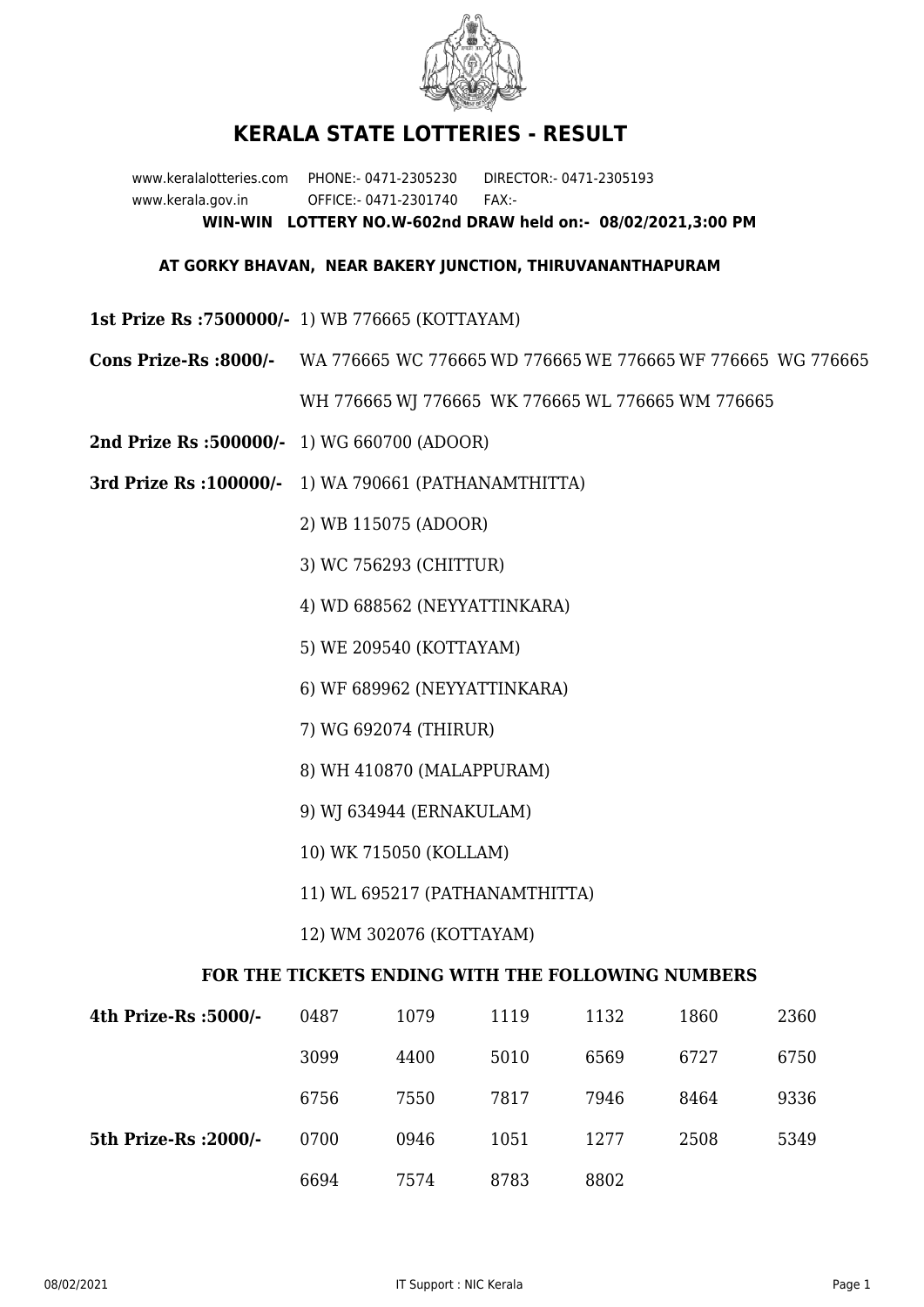# KERALA STATE LOTTERIES - RESULT

www.keralalotteries.com PHONE:- 0471-2305230 DIRECTOR:- 0471-2305193
www.kerala.gov.in OFFICE:- 0471-2301740 FAX:-

**WIN-WIN LOTTERY NO.W-602nd DRAW held on:- 08/02/2021,3:00 PM**

**AT GORKY BHAVAN, NEAR BAKERY JUNCTION, THIRUVANANTHAPURAM**

**1st Prize Rs :7500000/-** 1) WB 776665 (KOTTAYAM)

**Cons Prize-Rs :8000/-** WA 776665 WC 776665 WD 776665 WE 776665 WF 776665 WG 776665 WH 776665 WJ 776665 WK 776665 WL 776665 WM 776665

**2nd Prize Rs :500000/-** 1) WG 660700 (ADOOR)

**3rd Prize Rs :100000/-**
1) WA 790661 (PATHANAMTHITTA)
2) WB 115075 (ADOOR)
3) WC 756293 (CHITTUR)
4) WD 688562 (NEYYATTINKARA)
5) WE 209540 (KOTTAYAM)
6) WF 689962 (NEYYATTINKARA)
7) WG 692074 (THIRUR)
8) WH 410870 (MALAPPURAM)
9) WJ 634944 (ERNAKULAM)
10) WK 715050 (KOLLAM)
11) WL 695217 (PATHANAMTHITTA)
12) WM 302076 (KOTTAYAM)

**FOR THE TICKETS ENDING WITH THE FOLLOWING NUMBERS**

| | | | | | | |
|---|---|---|---|---|---|---|
| **4th Prize-Rs :5000/-** | 0487 | 1079 | 1119 | 1132 | 1860 | 2360 |
| | 3099 | 4400 | 5010 | 6569 | 6727 | 6750 |
| | 6756 | 7550 | 7817 | 7946 | 8464 | 9336 |
| **5th Prize-Rs :2000/-** | 0700 | 0946 | 1051 | 1277 | 2508 | 5349 |
| | 6694 | 7574 | 8783 | 8802 | | |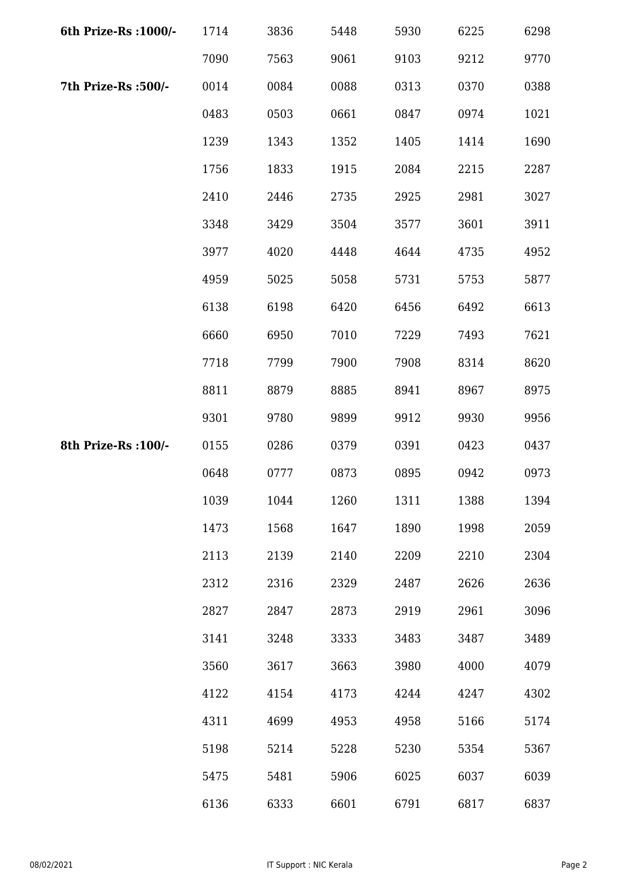| | | | | | | |
|---|---|---|---|---|---|---|
| **6th Prize-Rs :1000/-** | 1714 | 3836 | 5448 | 5930 | 6225 | 6298 |
| | 7090 | 7563 | 9061 | 9103 | 9212 | 9770 |
| **7th Prize-Rs :500/-** | 0014 | 0084 | 0088 | 0313 | 0370 | 0388 |
| | 0483 | 0503 | 0661 | 0847 | 0974 | 1021 |
| | 1239 | 1343 | 1352 | 1405 | 1414 | 1690 |
| | 1756 | 1833 | 1915 | 2084 | 2215 | 2287 |
| | 2410 | 2446 | 2735 | 2925 | 2981 | 3027 |
| | 3348 | 3429 | 3504 | 3577 | 3601 | 3911 |
| | 3977 | 4020 | 4448 | 4644 | 4735 | 4952 |
| | 4959 | 5025 | 5058 | 5731 | 5753 | 5877 |
| | 6138 | 6198 | 6420 | 6456 | 6492 | 6613 |
| | 6660 | 6950 | 7010 | 7229 | 7493 | 7621 |
| | 7718 | 7799 | 7900 | 7908 | 8314 | 8620 |
| | 8811 | 8879 | 8885 | 8941 | 8967 | 8975 |
| | 9301 | 9780 | 9899 | 9912 | 9930 | 9956 |
| **8th Prize-Rs :100/-** | 0155 | 0286 | 0379 | 0391 | 0423 | 0437 |
| | 0648 | 0777 | 0873 | 0895 | 0942 | 0973 |
| | 1039 | 1044 | 1260 | 1311 | 1388 | 1394 |
| | 1473 | 1568 | 1647 | 1890 | 1998 | 2059 |
| | 2113 | 2139 | 2140 | 2209 | 2210 | 2304 |
| | 2312 | 2316 | 2329 | 2487 | 2626 | 2636 |
| | 2827 | 2847 | 2873 | 2919 | 2961 | 3096 |
| | 3141 | 3248 | 3333 | 3483 | 3487 | 3489 |
| | 3560 | 3617 | 3663 | 3980 | 4000 | 4079 |
| | 4122 | 4154 | 4173 | 4244 | 4247 | 4302 |
| | 4311 | 4699 | 4953 | 4958 | 5166 | 5174 |
| | 5198 | 5214 | 5228 | 5230 | 5354 | 5367 |
| | 5475 | 5481 | 5906 | 6025 | 6037 | 6039 |
| | 6136 | 6333 | 6601 | 6791 | 6817 | 6837 |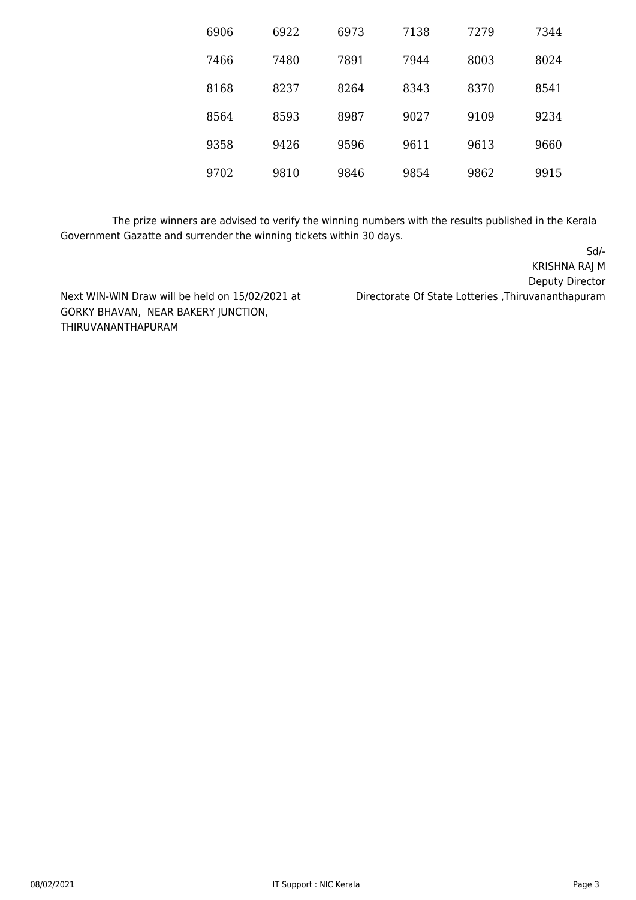| | | | | | |
|---|---|---|---|---|---|
| 6906 | 6922 | 6973 | 7138 | 7279 | 7344 |
| 7466 | 7480 | 7891 | 7944 | 8003 | 8024 |
| 8168 | 8237 | 8264 | 8343 | 8370 | 8541 |
| 8564 | 8593 | 8987 | 9027 | 9109 | 9234 |
| 9358 | 9426 | 9596 | 9611 | 9613 | 9660 |
| 9702 | 9810 | 9846 | 9854 | 9862 | 9915 |

The prize winners are advised to verify the winning numbers with the results published in the Kerala Government Gazatte and surrender the winning tickets within 30 days.

Sd/-
KRISHNA RAJ M
Deputy Director
Directorate Of State Lotteries ,Thiruvananthapuram

Next WIN-WIN Draw will be held on 15/02/2021 at GORKY BHAVAN, NEAR BAKERY JUNCTION, THIRUVANANTHAPURAM